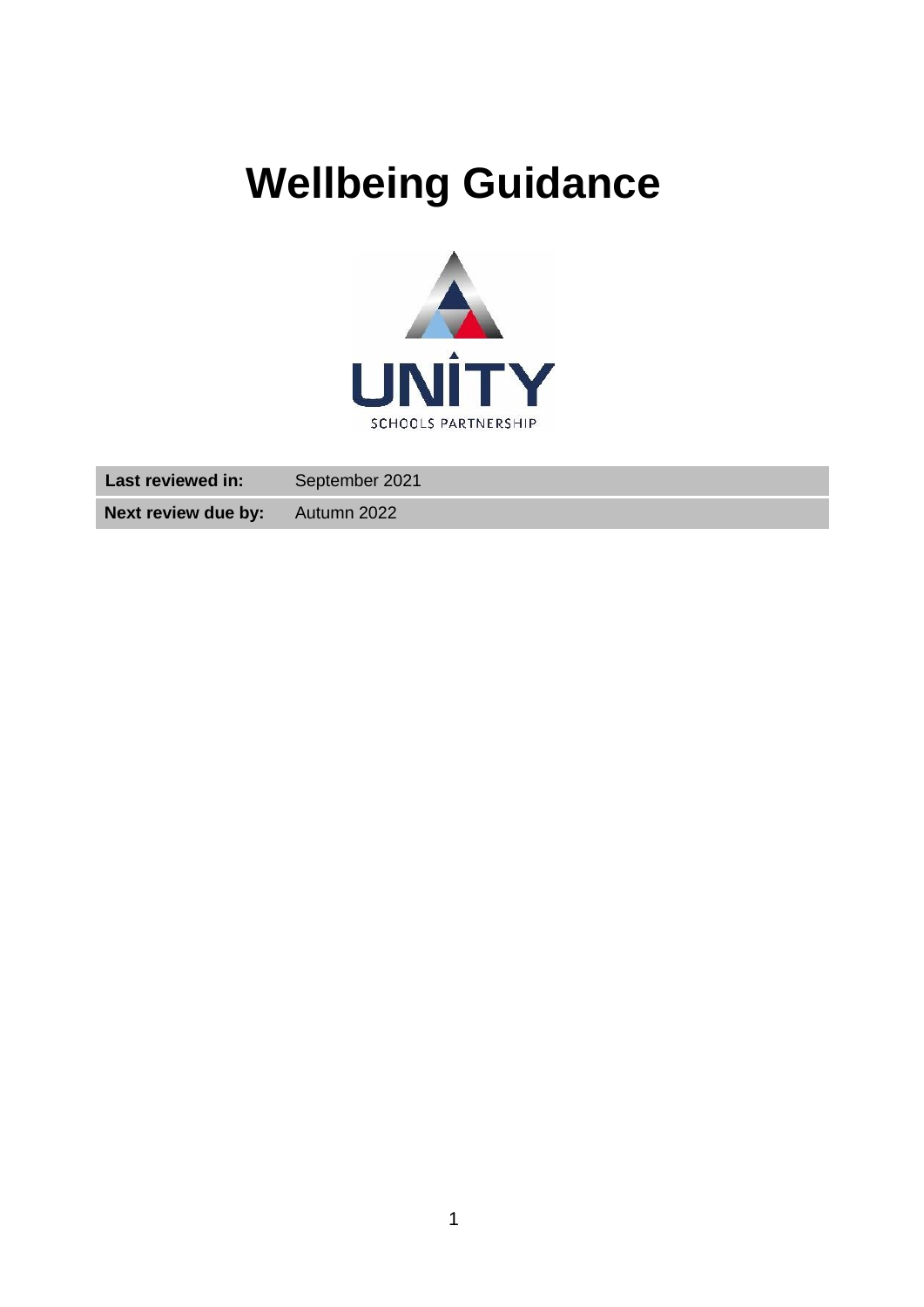# Wellbeing Guidance

UNITY SCHOOLS PARTNERSHIP

| **Last reviewed in:** | September 2021 |
|---|---|
| **Next review due by:** | Autumn 2022 |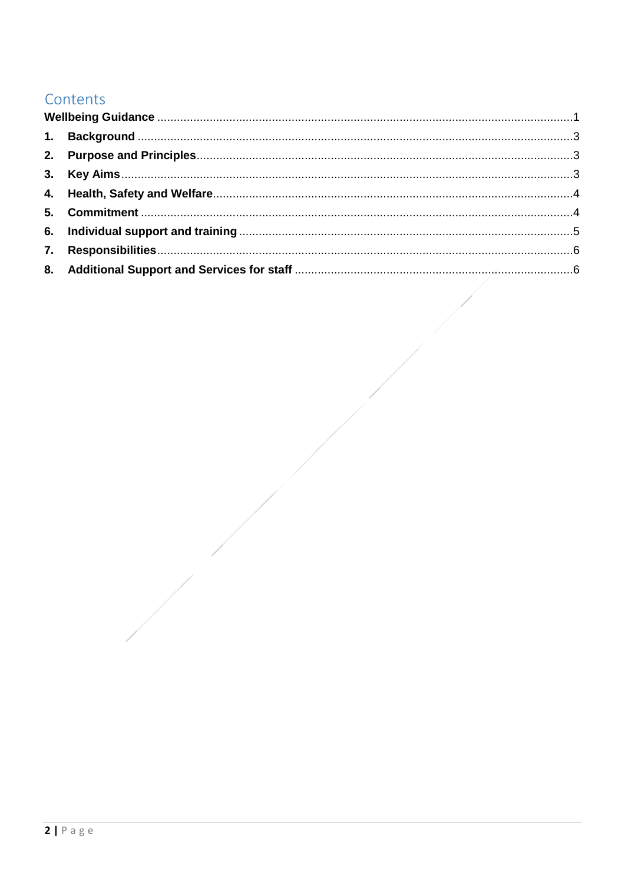## Contents

Wellbeing Guidance ........................................................................................................................1

1. Background ....................................................................................................................................3
2. Purpose and Principles.................................................................................................................3
3. Key Aims........................................................................................................................................3
4. Health, Safety and Welfare...........................................................................................................4
5. Commitment ..................................................................................................................................4
6. Individual support and training ....................................................................................................5
7. Responsibilities..............................................................................................................................6
8. Additional Support and Services for staff ...................................................................................6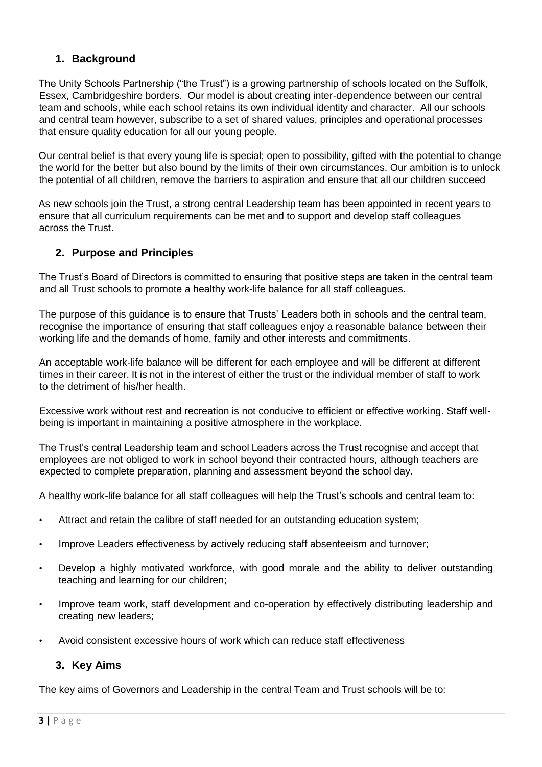## 1. Background

The Unity Schools Partnership ("the Trust") is a growing partnership of schools located on the Suffolk, Essex, Cambridgeshire borders. Our model is about creating inter-dependence between our central team and schools, while each school retains its own individual identity and character. All our schools and central team however, subscribe to a set of shared values, principles and operational processes that ensure quality education for all our young people.

Our central belief is that every young life is special; open to possibility, gifted with the potential to change the world for the better but also bound by the limits of their own circumstances. Our ambition is to unlock the potential of all children, remove the barriers to aspiration and ensure that all our children succeed

As new schools join the Trust, a strong central Leadership team has been appointed in recent years to ensure that all curriculum requirements can be met and to support and develop staff colleagues across the Trust.

## 2. Purpose and Principles

The Trust's Board of Directors is committed to ensuring that positive steps are taken in the central team and all Trust schools to promote a healthy work-life balance for all staff colleagues.

The purpose of this guidance is to ensure that Trusts' Leaders both in schools and the central team, recognise the importance of ensuring that staff colleagues enjoy a reasonable balance between their working life and the demands of home, family and other interests and commitments.

An acceptable work-life balance will be different for each employee and will be different at different times in their career. It is not in the interest of either the trust or the individual member of staff to work to the detriment of his/her health.

Excessive work without rest and recreation is not conducive to efficient or effective working. Staff well-being is important in maintaining a positive atmosphere in the workplace.

The Trust's central Leadership team and school Leaders across the Trust recognise and accept that employees are not obliged to work in school beyond their contracted hours, although teachers are expected to complete preparation, planning and assessment beyond the school day.

A healthy work-life balance for all staff colleagues will help the Trust's schools and central team to:

- Attract and retain the calibre of staff needed for an outstanding education system;
- Improve Leaders effectiveness by actively reducing staff absenteeism and turnover;
- Develop a highly motivated workforce, with good morale and the ability to deliver outstanding teaching and learning for our children;
- Improve team work, staff development and co-operation by effectively distributing leadership and creating new leaders;
- Avoid consistent excessive hours of work which can reduce staff effectiveness

## 3. Key Aims

The key aims of Governors and Leadership in the central Team and Trust schools will be to: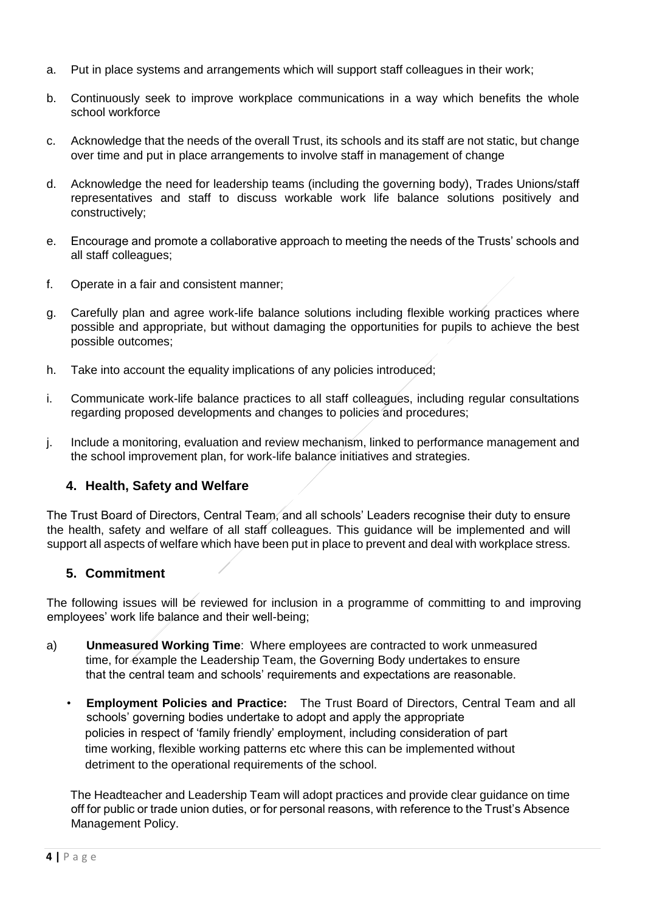a. Put in place systems and arrangements which will support staff colleagues in their work;

b. Continuously seek to improve workplace communications in a way which benefits the whole school workforce

c. Acknowledge that the needs of the overall Trust, its schools and its staff are not static, but change over time and put in place arrangements to involve staff in management of change

d. Acknowledge the need for leadership teams (including the governing body), Trades Unions/staff representatives and staff to discuss workable work life balance solutions positively and constructively;

e. Encourage and promote a collaborative approach to meeting the needs of the Trusts' schools and all staff colleagues;

f. Operate in a fair and consistent manner;

g. Carefully plan and agree work-life balance solutions including flexible working practices where possible and appropriate, but without damaging the opportunities for pupils to achieve the best possible outcomes;

h. Take into account the equality implications of any policies introduced;

i. Communicate work-life balance practices to all staff colleagues, including regular consultations regarding proposed developments and changes to policies and procedures;

j. Include a monitoring, evaluation and review mechanism, linked to performance management and the school improvement plan, for work-life balance initiatives and strategies.

## 4. Health, Safety and Welfare

The Trust Board of Directors, Central Team, and all schools' Leaders recognise their duty to ensure the health, safety and welfare of all staff colleagues. This guidance will be implemented and will support all aspects of welfare which have been put in place to prevent and deal with workplace stress.

## 5. Commitment

The following issues will be reviewed for inclusion in a programme of committing to and improving employees' work life balance and their well-being;

a) **Unmeasured Working Time**: Where employees are contracted to work unmeasured time, for example the Leadership Team, the Governing Body undertakes to ensure that the central team and schools' requirements and expectations are reasonable.

- **Employment Policies and Practice:** The Trust Board of Directors, Central Team and all schools' governing bodies undertake to adopt and apply the appropriate policies in respect of 'family friendly' employment, including consideration of part time working, flexible working patterns etc where this can be implemented without detriment to the operational requirements of the school.

  The Headteacher and Leadership Team will adopt practices and provide clear guidance on time off for public or trade union duties, or for personal reasons, with reference to the Trust's Absence Management Policy.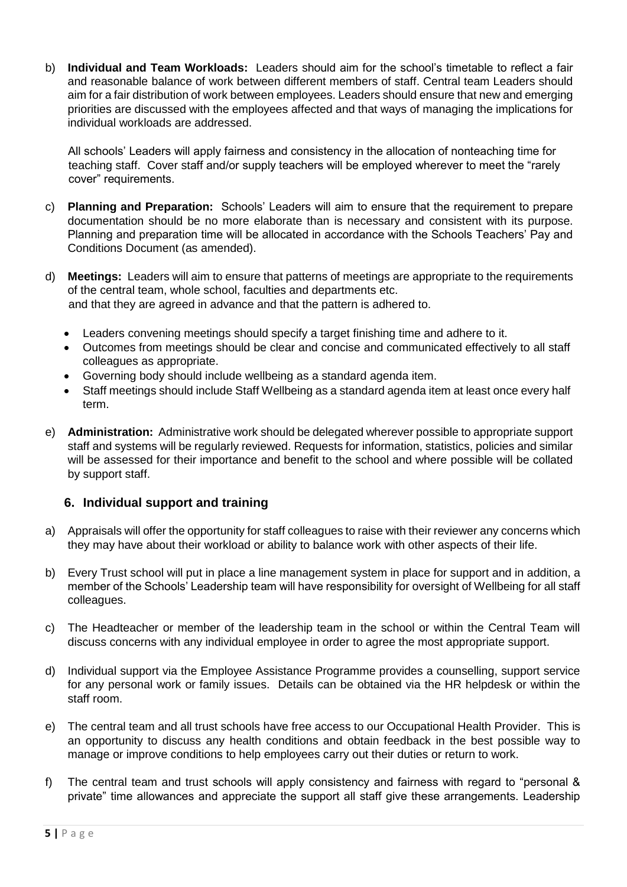b) **Individual and Team Workloads:** Leaders should aim for the school's timetable to reflect a fair and reasonable balance of work between different members of staff. Central team Leaders should aim for a fair distribution of work between employees. Leaders should ensure that new and emerging priorities are discussed with the employees affected and that ways of managing the implications for individual workloads are addressed.

   All schools' Leaders will apply fairness and consistency in the allocation of nonteaching time for teaching staff. Cover staff and/or supply teachers will be employed wherever to meet the "rarely cover" requirements.

c) **Planning and Preparation:** Schools' Leaders will aim to ensure that the requirement to prepare documentation should be no more elaborate than is necessary and consistent with its purpose. Planning and preparation time will be allocated in accordance with the Schools Teachers' Pay and Conditions Document (as amended).

d) **Meetings:** Leaders will aim to ensure that patterns of meetings are appropriate to the requirements of the central team, whole school, faculties and departments etc. and that they are agreed in advance and that the pattern is adhered to.

   - Leaders convening meetings should specify a target finishing time and adhere to it.
   - Outcomes from meetings should be clear and concise and communicated effectively to all staff colleagues as appropriate.
   - Governing body should include wellbeing as a standard agenda item.
   - Staff meetings should include Staff Wellbeing as a standard agenda item at least once every half term.

e) **Administration:** Administrative work should be delegated wherever possible to appropriate support staff and systems will be regularly reviewed. Requests for information, statistics, policies and similar will be assessed for their importance and benefit to the school and where possible will be collated by support staff.

## 6. Individual support and training

a) Appraisals will offer the opportunity for staff colleagues to raise with their reviewer any concerns which they may have about their workload or ability to balance work with other aspects of their life.

b) Every Trust school will put in place a line management system in place for support and in addition, a member of the Schools' Leadership team will have responsibility for oversight of Wellbeing for all staff colleagues.

c) The Headteacher or member of the leadership team in the school or within the Central Team will discuss concerns with any individual employee in order to agree the most appropriate support.

d) Individual support via the Employee Assistance Programme provides a counselling, support service for any personal work or family issues. Details can be obtained via the HR helpdesk or within the staff room.

e) The central team and all trust schools have free access to our Occupational Health Provider. This is an opportunity to discuss any health conditions and obtain feedback in the best possible way to manage or improve conditions to help employees carry out their duties or return to work.

f) The central team and trust schools will apply consistency and fairness with regard to "personal & private" time allowances and appreciate the support all staff give these arrangements. Leadership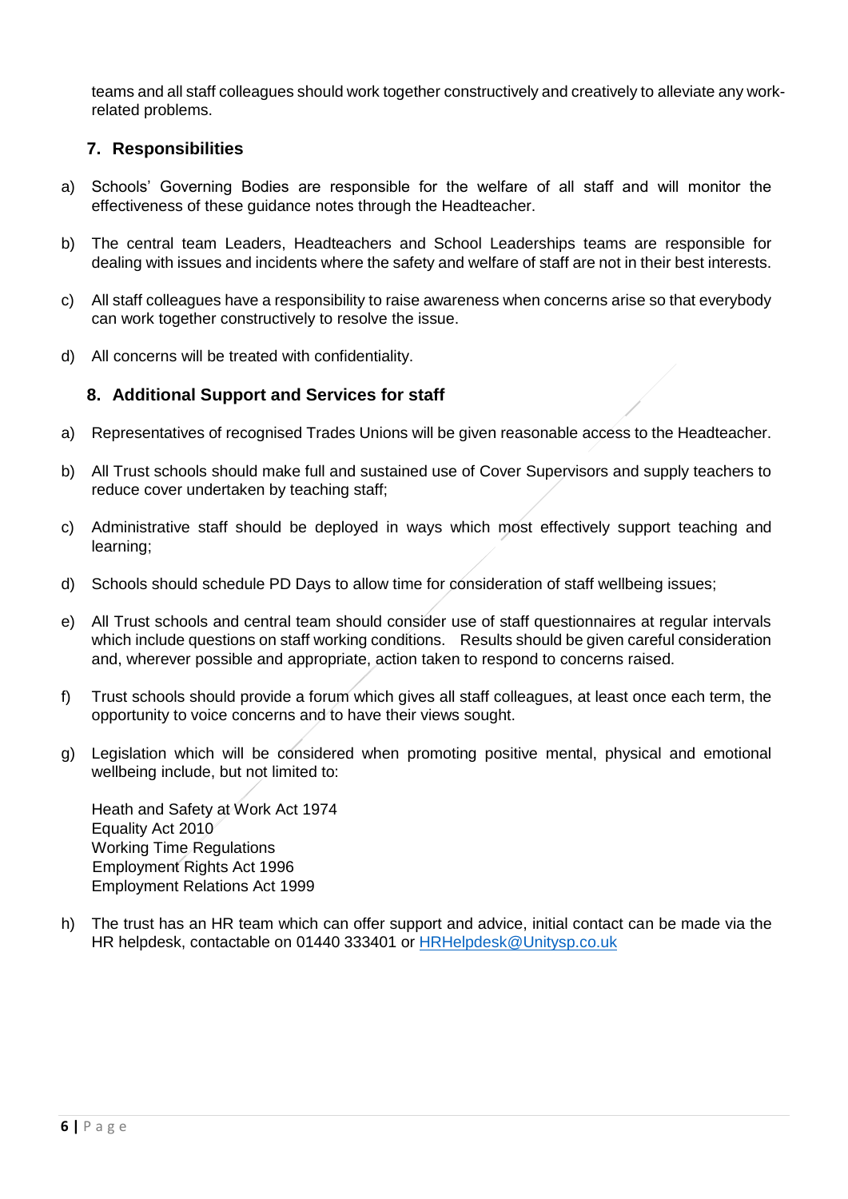teams and all staff colleagues should work together constructively and creatively to alleviate any work-related problems.

## 7. Responsibilities

a) Schools' Governing Bodies are responsible for the welfare of all staff and will monitor the effectiveness of these guidance notes through the Headteacher.

b) The central team Leaders, Headteachers and School Leaderships teams are responsible for dealing with issues and incidents where the safety and welfare of staff are not in their best interests.

c) All staff colleagues have a responsibility to raise awareness when concerns arise so that everybody can work together constructively to resolve the issue.

d) All concerns will be treated with confidentiality.

## 8. Additional Support and Services for staff

a) Representatives of recognised Trades Unions will be given reasonable access to the Headteacher.

b) All Trust schools should make full and sustained use of Cover Supervisors and supply teachers to reduce cover undertaken by teaching staff;

c) Administrative staff should be deployed in ways which most effectively support teaching and learning;

d) Schools should schedule PD Days to allow time for consideration of staff wellbeing issues;

e) All Trust schools and central team should consider use of staff questionnaires at regular intervals which include questions on staff working conditions. Results should be given careful consideration and, wherever possible and appropriate, action taken to respond to concerns raised.

f) Trust schools should provide a forum which gives all staff colleagues, at least once each term, the opportunity to voice concerns and to have their views sought.

g) Legislation which will be considered when promoting positive mental, physical and emotional wellbeing include, but not limited to:

   Heath and Safety at Work Act 1974
   Equality Act 2010
   Working Time Regulations
   Employment Rights Act 1996
   Employment Relations Act 1999

h) The trust has an HR team which can offer support and advice, initial contact can be made via the HR helpdesk, contactable on 01440 333401 or HRHelpdesk@Unitysp.co.uk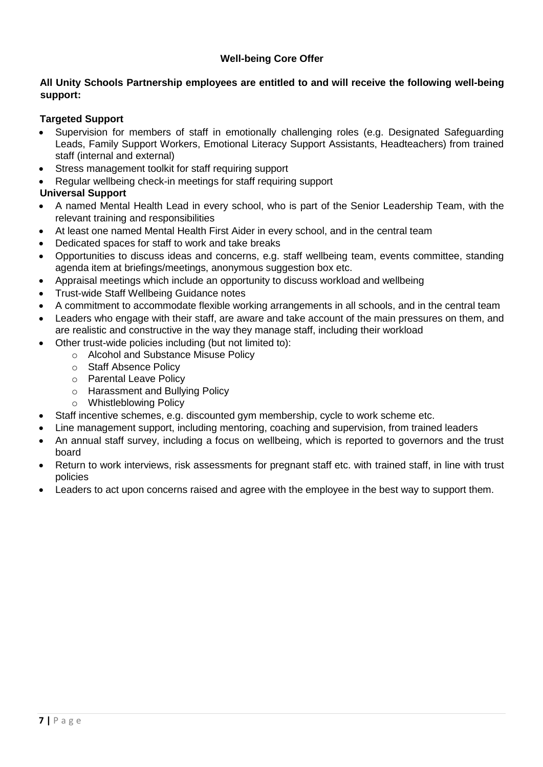## Well-being Core Offer

**All Unity Schools Partnership employees are entitled to and will receive the following well-being support:**

**Targeted Support**

- Supervision for members of staff in emotionally challenging roles (e.g. Designated Safeguarding Leads, Family Support Workers, Emotional Literacy Support Assistants, Headteachers) from trained staff (internal and external)
- Stress management toolkit for staff requiring support
- Regular wellbeing check-in meetings for staff requiring support

**Universal Support**

- A named Mental Health Lead in every school, who is part of the Senior Leadership Team, with the relevant training and responsibilities
- At least one named Mental Health First Aider in every school, and in the central team
- Dedicated spaces for staff to work and take breaks
- Opportunities to discuss ideas and concerns, e.g. staff wellbeing team, events committee, standing agenda item at briefings/meetings, anonymous suggestion box etc.
- Appraisal meetings which include an opportunity to discuss workload and wellbeing
- Trust-wide Staff Wellbeing Guidance notes
- A commitment to accommodate flexible working arrangements in all schools, and in the central team
- Leaders who engage with their staff, are aware and take account of the main pressures on them, and are realistic and constructive in the way they manage staff, including their workload
- Other trust-wide policies including (but not limited to):
  - Alcohol and Substance Misuse Policy
  - Staff Absence Policy
  - Parental Leave Policy
  - Harassment and Bullying Policy
  - Whistleblowing Policy
- Staff incentive schemes, e.g. discounted gym membership, cycle to work scheme etc.
- Line management support, including mentoring, coaching and supervision, from trained leaders
- An annual staff survey, including a focus on wellbeing, which is reported to governors and the trust board
- Return to work interviews, risk assessments for pregnant staff etc. with trained staff, in line with trust policies
- Leaders to act upon concerns raised and agree with the employee in the best way to support them.